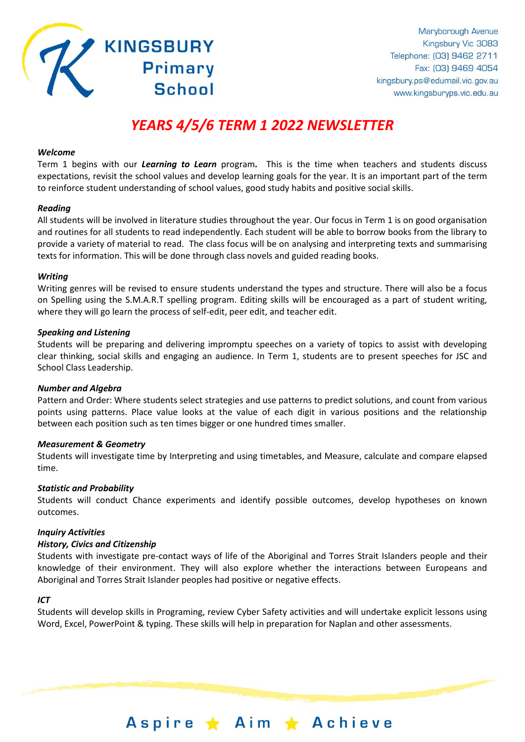KINGSBURY Primary School

Maryborough Avenue
Kingsbury Vic 3083
Telephone: (03) 9462 2711
Fax: (03) 9469 4054
kingsbury.ps@edumail.vic.gov.au
www.kingsburyps.vic.edu.au

# YEARS 4/5/6 TERM 1 2022 NEWSLETTER

***Welcome***

Term 1 begins with our ***Learning to Learn*** program**.** This is the time when teachers and students discuss expectations, revisit the school values and develop learning goals for the year. It is an important part of the term to reinforce student understanding of school values, good study habits and positive social skills.

***Reading***

All students will be involved in literature studies throughout the year. Our focus in Term 1 is on good organisation and routines for all students to read independently. Each student will be able to borrow books from the library to provide a variety of material to read. The class focus will be on analysing and interpreting texts and summarising texts for information. This will be done through class novels and guided reading books.

***Writing***

Writing genres will be revised to ensure students understand the types and structure. There will also be a focus on Spelling using the S.M.A.R.T spelling program. Editing skills will be encouraged as a part of student writing, where they will go learn the process of self-edit, peer edit, and teacher edit.

***Speaking and Listening***

Students will be preparing and delivering impromptu speeches on a variety of topics to assist with developing clear thinking, social skills and engaging an audience. In Term 1, students are to present speeches for JSC and School Class Leadership.

***Number and Algebra***

Pattern and Order: Where students select strategies and use patterns to predict solutions, and count from various points using patterns. Place value looks at the value of each digit in various positions and the relationship between each position such as ten times bigger or one hundred times smaller.

***Measurement & Geometry***

Students will investigate time by Interpreting and using timetables, and Measure, calculate and compare elapsed time.

***Statistic and Probability***

Students will conduct Chance experiments and identify possible outcomes, develop hypotheses on known outcomes.

***Inquiry Activities***

***History, Civics and Citizenship***

Students with investigate pre-contact ways of life of the Aboriginal and Torres Strait Islanders people and their knowledge of their environment. They will also explore whether the interactions between Europeans and Aboriginal and Torres Strait Islander peoples had positive or negative effects.

***ICT***

Students will develop skills in Programing, review Cyber Safety activities and will undertake explicit lessons using Word, Excel, PowerPoint & typing. These skills will help in preparation for Naplan and other assessments.

Aspire ★ Aim ★ Achieve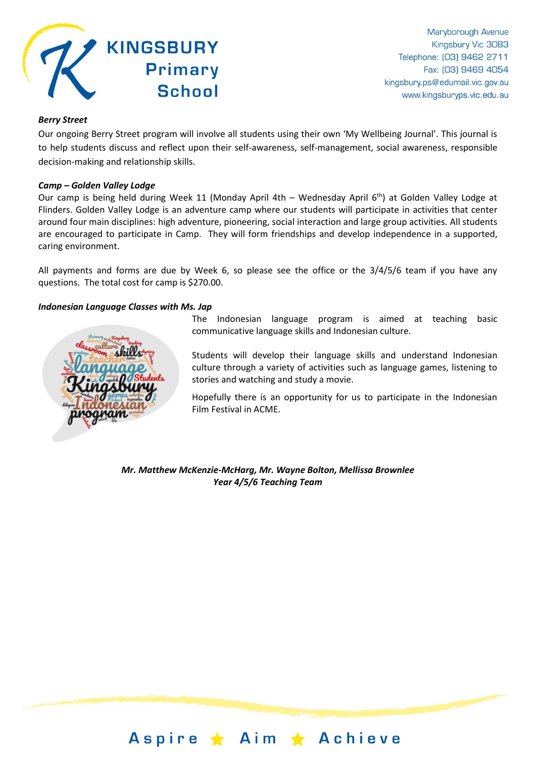***Berry Street***

Our ongoing Berry Street program will involve all students using their own 'My Wellbeing Journal'. This journal is to help students discuss and reflect upon their self-awareness, self-management, social awareness, responsible decision-making and relationship skills.

***Camp – Golden Valley Lodge***

Our camp is being held during Week 11 (Monday April 4th – Wednesday April 6th) at Golden Valley Lodge at Flinders. Golden Valley Lodge is an adventure camp where our students will participate in activities that center around four main disciplines: high adventure, pioneering, social interaction and large group activities. All students are encouraged to participate in Camp. They will form friendships and develop independence in a supported, caring environment.

All payments and forms are due by Week 6, so please see the office or the 3/4/5/6 team if you have any questions. The total cost for camp is $270.00.

***Indonesian Language Classes with Ms. Jap***

The Indonesian language program is aimed at teaching basic communicative language skills and Indonesian culture.

Students will develop their language skills and understand Indonesian culture through a variety of activities such as language games, listening to stories and watching and study a movie.

Hopefully there is an opportunity for us to participate in the Indonesian Film Festival in ACME.

***Mr. Matthew McKenzie-McHarg, Mr. Wayne Bolton, Mellissa Brownlee***
***Year 4/5/6 Teaching Team***